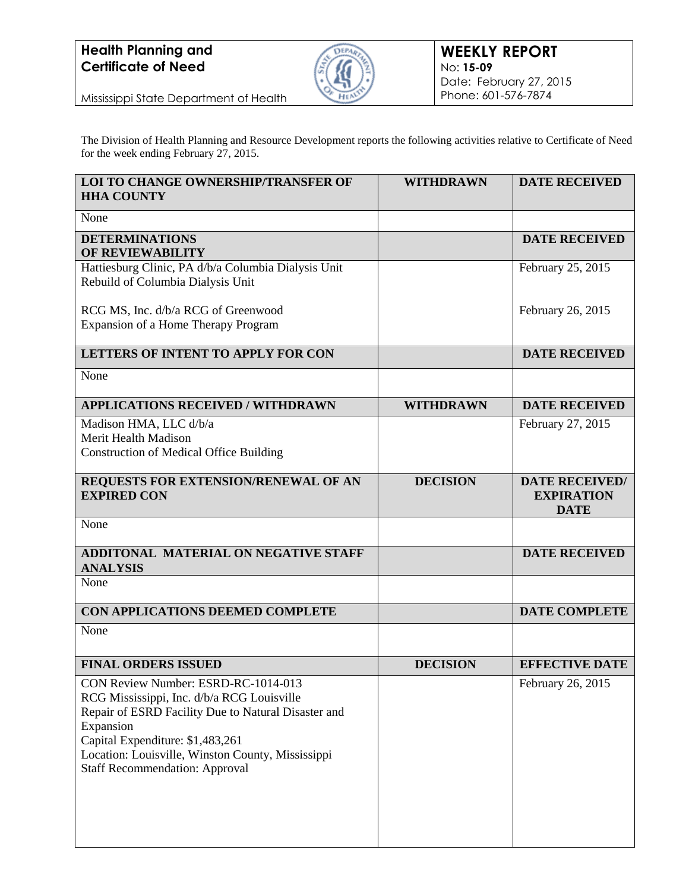**Health Planning and Certificate of Need**

Mississippi State Department of Health

**WEEKLY REPORT**
No: **15-09**
Date: February 27, 2015
Phone: 601-576-7874

The Division of Health Planning and Resource Development reports the following activities relative to Certificate of Need for the week ending February 27, 2015.

| **LOI TO CHANGE OWNERSHIP/TRANSFER OF HHA COUNTY** | **WITHDRAWN** | **DATE RECEIVED** |
|---|---|---|
| None | | |
| **DETERMINATIONS OF REVIEWABILITY** | | **DATE RECEIVED** |
| Hattiesburg Clinic, PA d/b/a Columbia Dialysis Unit<br>Rebuild of Columbia Dialysis Unit | | February 25, 2015 |
| RCG MS, Inc. d/b/a RCG of Greenwood<br>Expansion of a Home Therapy Program | | February 26, 2015 |
| **LETTERS OF INTENT TO APPLY FOR CON** | | **DATE RECEIVED** |
| None | | |
| **APPLICATIONS RECEIVED / WITHDRAWN** | **WITHDRAWN** | **DATE RECEIVED** |
| Madison HMA, LLC d/b/a<br>Merit Health Madison<br>Construction of Medical Office Building | | February 27, 2015 |
| **REQUESTS FOR EXTENSION/RENEWAL OF AN EXPIRED CON** | **DECISION** | **DATE RECEIVED/ EXPIRATION DATE** |
| None | | |
| **ADDITONAL MATERIAL ON NEGATIVE STAFF ANALYSIS** | | **DATE RECEIVED** |
| None | | |
| **CON APPLICATIONS DEEMED COMPLETE** | | **DATE COMPLETE** |
| None | | |
| **FINAL ORDERS ISSUED** | **DECISION** | **EFFECTIVE DATE** |
| CON Review Number: ESRD-RC-1014-013<br>RCG Mississippi, Inc. d/b/a RCG Louisville<br>Repair of ESRD Facility Due to Natural Disaster and Expansion<br>Capital Expenditure: $1,483,261<br>Location: Louisville, Winston County, Mississippi<br>Staff Recommendation: Approval | | February 26, 2015 |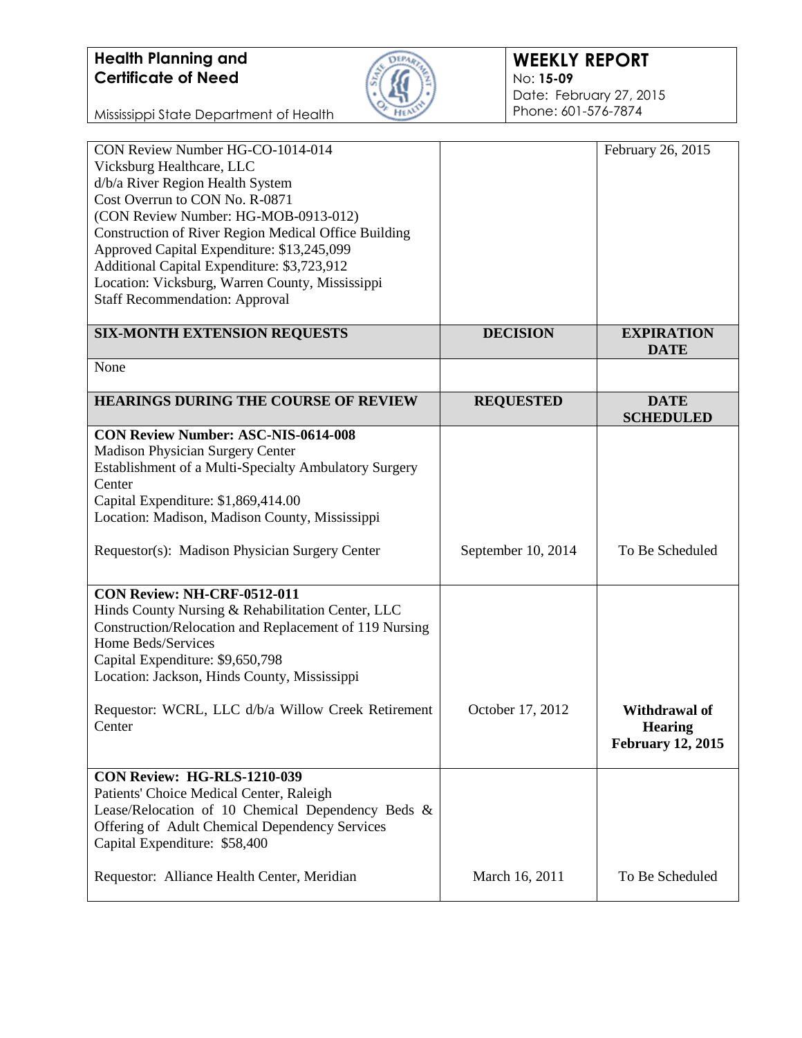| | | |
|---|---|---|
| CON Review Number HG-CO-1014-014<br>Vicksburg Healthcare, LLC<br>d/b/a River Region Health System<br>Cost Overrun to CON No. R-0871<br>(CON Review Number: HG-MOB-0913-012)<br>Construction of River Region Medical Office Building<br>Approved Capital Expenditure: $13,245,099<br>Additional Capital Expenditure: $3,723,912<br>Location: Vicksburg, Warren County, Mississippi<br>Staff Recommendation: Approval | | February 26, 2015 |

| SIX-MONTH EXTENSION REQUESTS | DECISION | EXPIRATION DATE |
|---|---|---|
| None | | |

| HEARINGS DURING THE COURSE OF REVIEW | REQUESTED | DATE SCHEDULED |
|---|---|---|
| **CON Review Number: ASC-NIS-0614-008**<br>Madison Physician Surgery Center<br>Establishment of a Multi-Specialty Ambulatory Surgery Center<br>Capital Expenditure: $1,869,414.00<br>Location: Madison, Madison County, Mississippi<br><br>Requestor(s): Madison Physician Surgery Center | September 10, 2014 | To Be Scheduled |
| **CON Review: NH-CRF-0512-011**<br>Hinds County Nursing & Rehabilitation Center, LLC<br>Construction/Relocation and Replacement of 119 Nursing Home Beds/Services<br>Capital Expenditure: $9,650,798<br>Location: Jackson, Hinds County, Mississippi<br><br>Requestor: WCRL, LLC d/b/a Willow Creek Retirement Center | October 17, 2012 | **Withdrawal of Hearing February 12, 2015** |
| **CON Review: HG-RLS-1210-039**<br>Patients' Choice Medical Center, Raleigh<br>Lease/Relocation of 10 Chemical Dependency Beds & Offering of Adult Chemical Dependency Services<br>Capital Expenditure: $58,400<br><br>Requestor: Alliance Health Center, Meridian | March 16, 2011 | To Be Scheduled |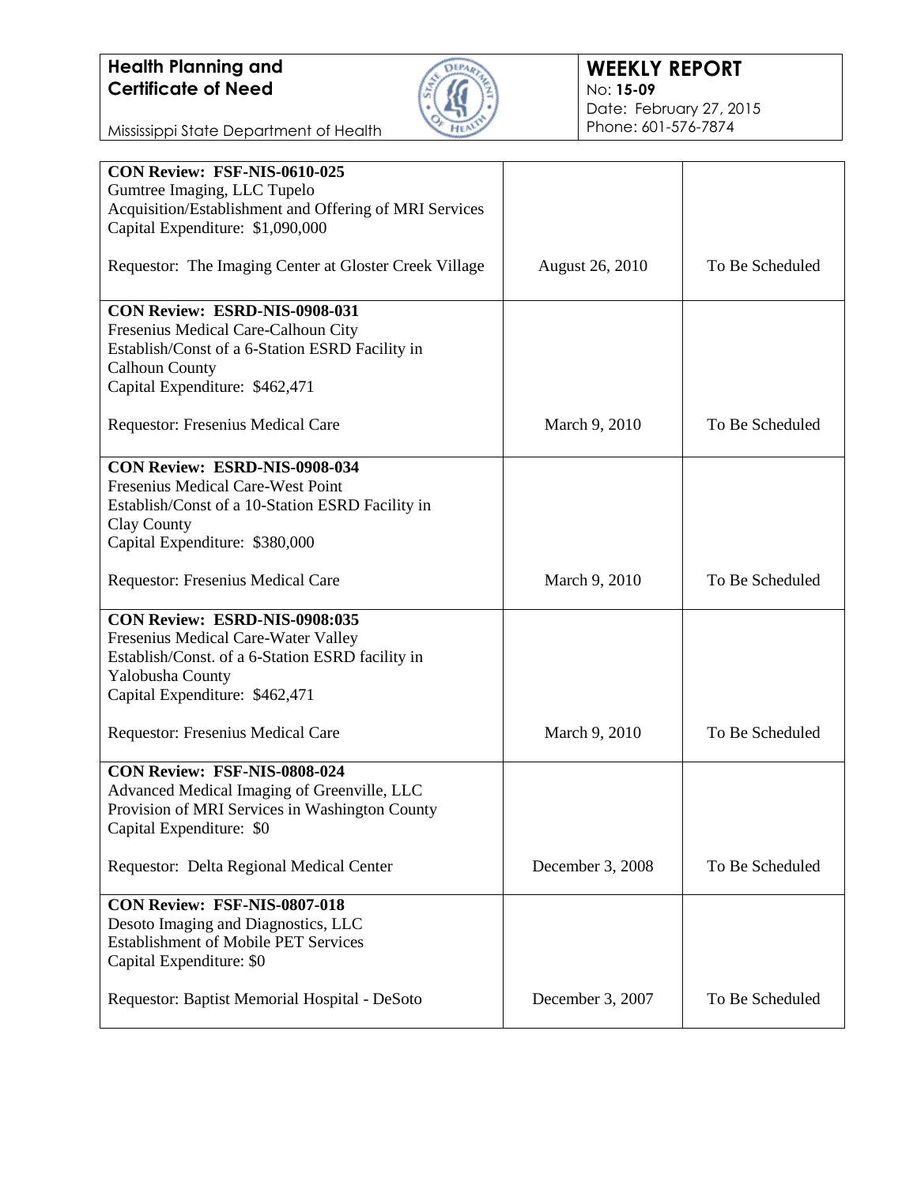| | | |
|---|---|---|
| **CON Review: FSF-NIS-0610-025**<br>Gumtree Imaging, LLC Tupelo<br>Acquisition/Establishment and Offering of MRI Services<br>Capital Expenditure: $1,090,000<br><br>Requestor: The Imaging Center at Gloster Creek Village | August 26, 2010 | To Be Scheduled |
| **CON Review: ESRD-NIS-0908-031**<br>Fresenius Medical Care-Calhoun City<br>Establish/Const of a 6-Station ESRD Facility in Calhoun County<br>Capital Expenditure: $462,471<br><br>Requestor: Fresenius Medical Care | March 9, 2010 | To Be Scheduled |
| **CON Review: ESRD-NIS-0908-034**<br>Fresenius Medical Care-West Point<br>Establish/Const of a 10-Station ESRD Facility in Clay County<br>Capital Expenditure: $380,000<br><br>Requestor: Fresenius Medical Care | March 9, 2010 | To Be Scheduled |
| **CON Review: ESRD-NIS-0908:035**<br>Fresenius Medical Care-Water Valley<br>Establish/Const. of a 6-Station ESRD facility in Yalobusha County<br>Capital Expenditure: $462,471<br><br>Requestor: Fresenius Medical Care | March 9, 2010 | To Be Scheduled |
| **CON Review: FSF-NIS-0808-024**<br>Advanced Medical Imaging of Greenville, LLC<br>Provision of MRI Services in Washington County<br>Capital Expenditure: $0<br><br>Requestor: Delta Regional Medical Center | December 3, 2008 | To Be Scheduled |
| **CON Review: FSF-NIS-0807-018**<br>Desoto Imaging and Diagnostics, LLC<br>Establishment of Mobile PET Services<br>Capital Expenditure: $0<br><br>Requestor: Baptist Memorial Hospital - DeSoto | December 3, 2007 | To Be Scheduled |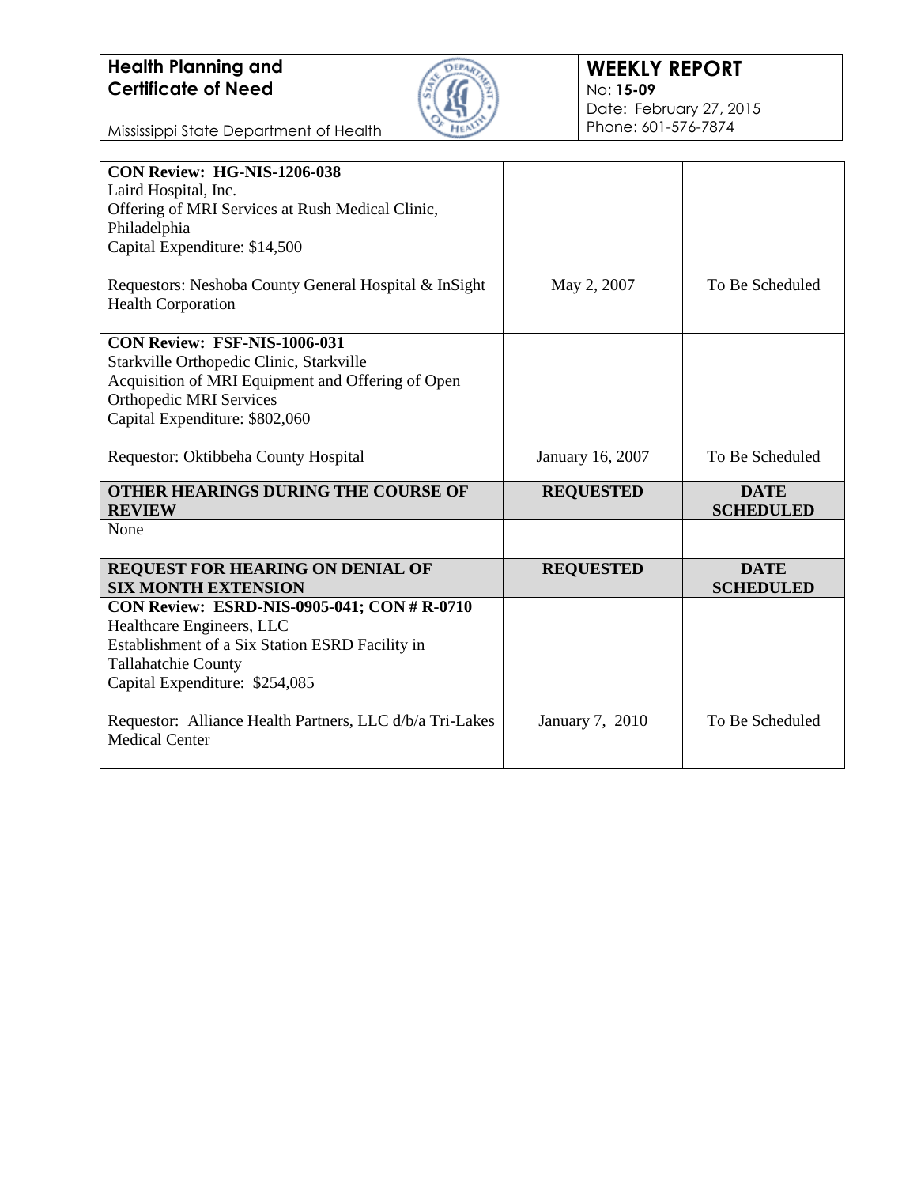| | | |
|---|---|---|
| **CON Review: HG-NIS-1206-038**<br>Laird Hospital, Inc.<br>Offering of MRI Services at Rush Medical Clinic, Philadelphia<br>Capital Expenditure: $14,500<br><br>Requestors: Neshoba County General Hospital & InSight Health Corporation | May 2, 2007 | To Be Scheduled |
| **CON Review: FSF-NIS-1006-031**<br>Starkville Orthopedic Clinic, Starkville<br>Acquisition of MRI Equipment and Offering of Open Orthopedic MRI Services<br>Capital Expenditure: $802,060<br><br>Requestor: Oktibbeha County Hospital | January 16, 2007 | To Be Scheduled |
| **OTHER HEARINGS DURING THE COURSE OF REVIEW** | **REQUESTED** | **DATE SCHEDULED** |
| None | | |
| **REQUEST FOR HEARING ON DENIAL OF SIX MONTH EXTENSION** | **REQUESTED** | **DATE SCHEDULED** |
| **CON Review: ESRD-NIS-0905-041; CON # R-0710**<br>Healthcare Engineers, LLC<br>Establishment of a Six Station ESRD Facility in Tallahatchie County<br>Capital Expenditure: $254,085<br><br>Requestor: Alliance Health Partners, LLC d/b/a Tri-Lakes Medical Center | January 7, 2010 | To Be Scheduled |